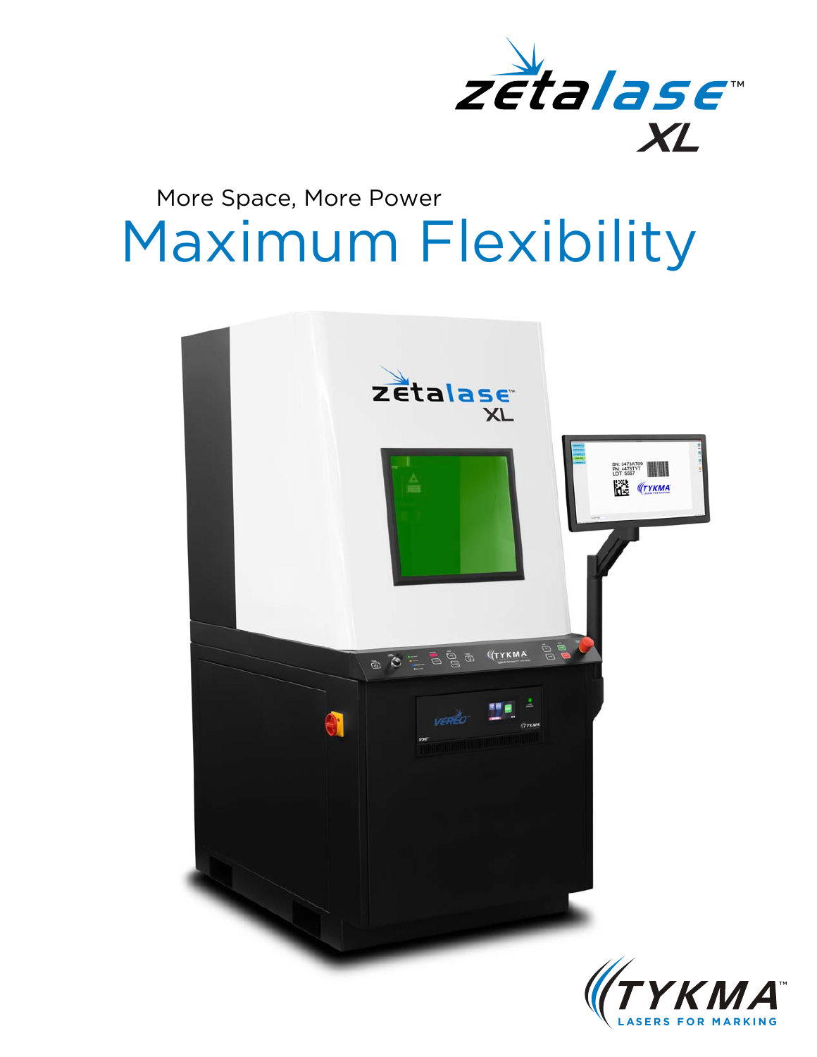# zetalase™ XL

More Space, More Power

# Maximum Flexibility

TYKMA™ LASERS FOR MARKING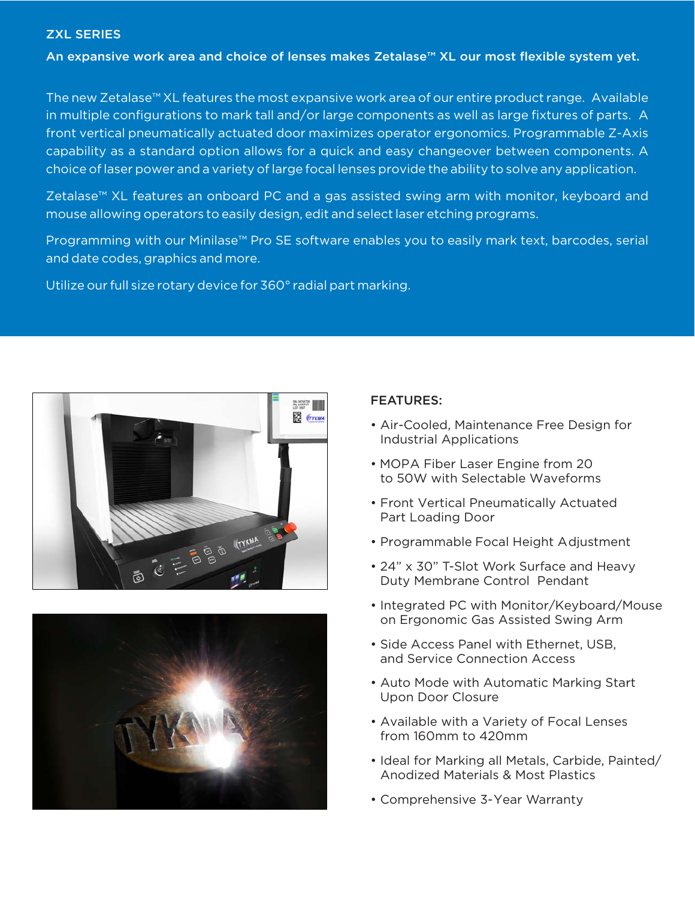## ZXL SERIES

**An expansive work area and choice of lenses makes Zetalase™ XL our most flexible system yet.**

The new Zetalase™ XL features the most expansive work area of our entire product range. Available in multiple configurations to mark tall and/or large components as well as large fixtures of parts. A front vertical pneumatically actuated door maximizes operator ergonomics. Programmable Z-Axis capability as a standard option allows for a quick and easy changeover between components. A choice of laser power and a variety of large focal lenses provide the ability to solve any application.

Zetalase™ XL features an onboard PC and a gas assisted swing arm with monitor, keyboard and mouse allowing operators to easily design, edit and select laser etching programs.

Programming with our Minilase™ Pro SE software enables you to easily mark text, barcodes, serial and date codes, graphics and more.

Utilize our full size rotary device for 360° radial part marking.

### FEATURES:

- Air-Cooled, Maintenance Free Design for Industrial Applications
- MOPA Fiber Laser Engine from 20 to 50W with Selectable Waveforms
- Front Vertical Pneumatically Actuated Part Loading Door
- Programmable Focal Height Adjustment
- 24" x 30" T-Slot Work Surface and Heavy Duty Membrane Control Pendant
- Integrated PC with Monitor/Keyboard/Mouse on Ergonomic Gas Assisted Swing Arm
- Side Access Panel with Ethernet, USB, and Service Connection Access
- Auto Mode with Automatic Marking Start Upon Door Closure
- Available with a Variety of Focal Lenses from 160mm to 420mm
- Ideal for Marking all Metals, Carbide, Painted/Anodized Materials & Most Plastics
- Comprehensive 3-Year Warranty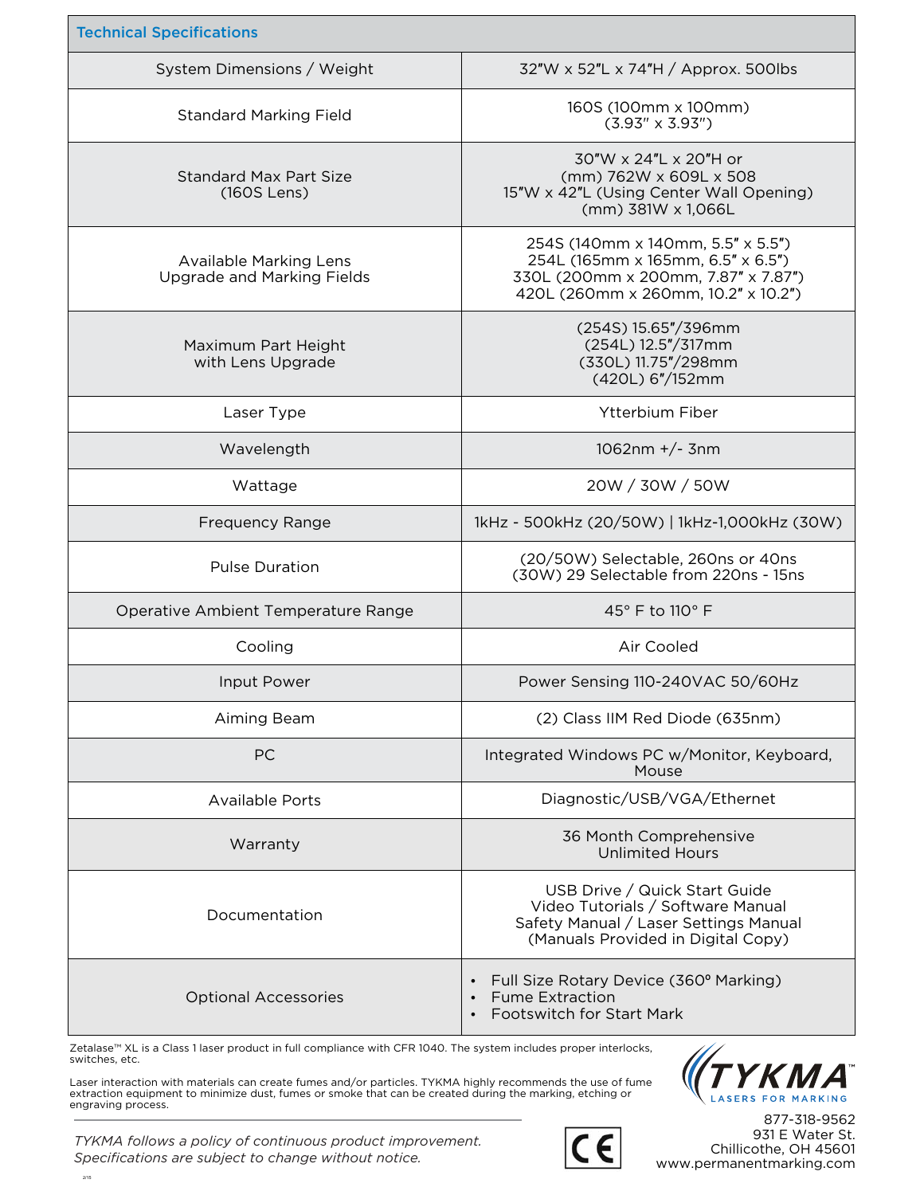| Technical Specifications | |
|---|---|
| System Dimensions / Weight | 32"W x 52"L x 74"H / Approx. 500lbs |
| Standard Marking Field | 160S (100mm x 100mm)<br>(3.93" x 3.93") |
| Standard Max Part Size<br>(160S Lens) | 30"W x 24"L x 20"H or<br>(mm) 762W x 609L x 508<br>15"W x 42"L (Using Center Wall Opening)<br>(mm) 381W x 1,066L |
| Available Marking Lens<br>Upgrade and Marking Fields | 254S (140mm x 140mm, 5.5" x 5.5")<br>254L (165mm x 165mm, 6.5" x 6.5")<br>330L (200mm x 200mm, 7.87" x 7.87")<br>420L (260mm x 260mm, 10.2" x 10.2") |
| Maximum Part Height<br>with Lens Upgrade | (254S) 15.65"/396mm<br>(254L) 12.5"/317mm<br>(330L) 11.75"/298mm<br>(420L) 6"/152mm |
| Laser Type | Ytterbium Fiber |
| Wavelength | 1062nm +/- 3nm |
| Wattage | 20W / 30W / 50W |
| Frequency Range | 1kHz - 500kHz (20/50W) \| 1kHz-1,000kHz (30W) |
| Pulse Duration | (20/50W) Selectable, 260ns or 40ns<br>(30W) 29 Selectable from 220ns - 15ns |
| Operative Ambient Temperature Range | 45° F to 110° F |
| Cooling | Air Cooled |
| Input Power | Power Sensing 110-240VAC 50/60Hz |
| Aiming Beam | (2) Class IIM Red Diode (635nm) |
| PC | Integrated Windows PC w/Monitor, Keyboard, Mouse |
| Available Ports | Diagnostic/USB/VGA/Ethernet |
| Warranty | 36 Month Comprehensive<br>Unlimited Hours |
| Documentation | USB Drive / Quick Start Guide<br>Video Tutorials / Software Manual<br>Safety Manual / Laser Settings Manual<br>(Manuals Provided in Digital Copy) |
| Optional Accessories | • Full Size Rotary Device (360° Marking)<br>• Fume Extraction<br>• Footswitch for Start Mark |

Zetalase™ XL is a Class 1 laser product in full compliance with CFR 1040. The system includes proper interlocks, switches, etc.

Laser interaction with materials can create fumes and/or particles. TYKMA highly recommends the use of fume extraction equipment to minimize dust, fumes or smoke that can be created during the marking, etching or engraving process.

*TYKMA follows a policy of continuous product improvement. Specifications are subject to change without notice.*

TYKMA™
LASERS FOR MARKING

877-318-9562
931 E Water St.
Chillicothe, OH 45601
www.permanentmarking.com